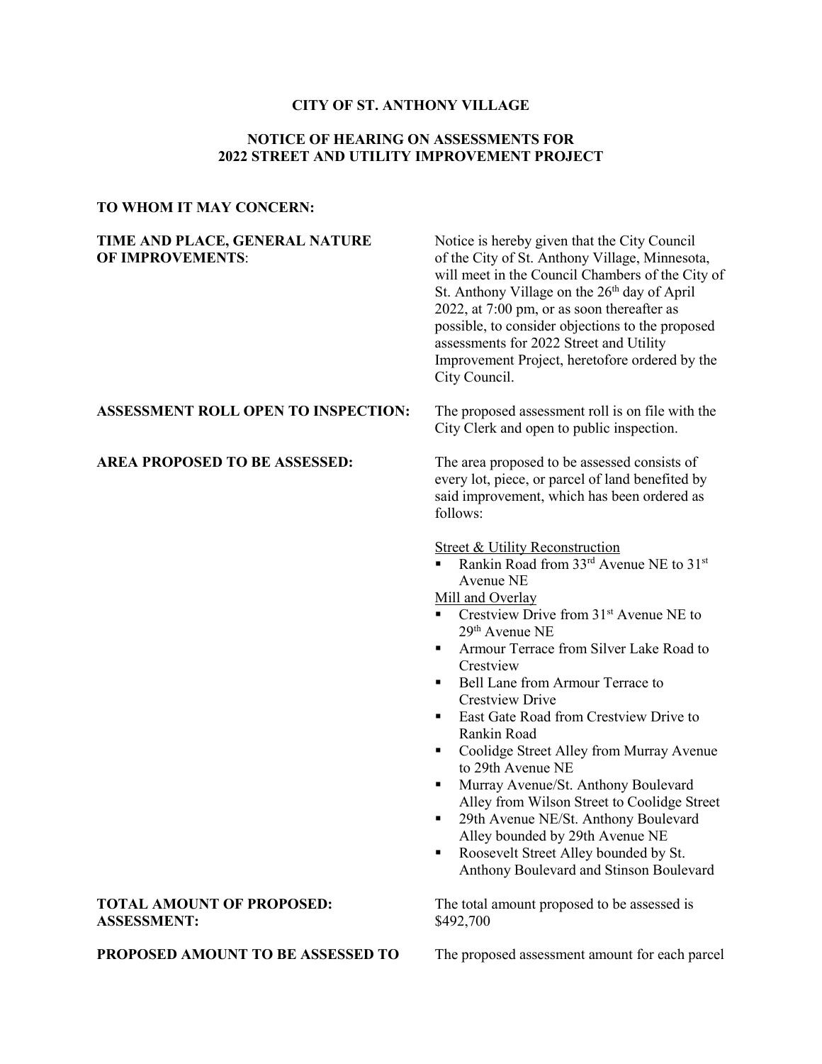**CITY OF ST. ANTHONY VILLAGE**

**NOTICE OF HEARING ON ASSESSMENTS FOR 2022 STREET AND UTILITY IMPROVEMENT PROJECT**

**TO WHOM IT MAY CONCERN:**

**TIME AND PLACE, GENERAL NATURE OF IMPROVEMENTS**: Notice is hereby given that the City Council of the City of St. Anthony Village, Minnesota, will meet in the Council Chambers of the City of St. Anthony Village on the 26th day of April 2022, at 7:00 pm, or as soon thereafter as possible, to consider objections to the proposed assessments for 2022 Street and Utility Improvement Project, heretofore ordered by the City Council.

**ASSESSMENT ROLL OPEN TO INSPECTION:** The proposed assessment roll is on file with the City Clerk and open to public inspection.

**AREA PROPOSED TO BE ASSESSED:** The area proposed to be assessed consists of every lot, piece, or parcel of land benefited by said improvement, which has been ordered as follows:

<u>Street & Utility Reconstruction</u>

- Rankin Road from 33rd Avenue NE to 31st Avenue NE

<u>Mill and Overlay</u>

- Crestview Drive from 31st Avenue NE to 29th Avenue NE
- Armour Terrace from Silver Lake Road to Crestview
- Bell Lane from Armour Terrace to Crestview Drive
- East Gate Road from Crestview Drive to Rankin Road
- Coolidge Street Alley from Murray Avenue to 29th Avenue NE
- Murray Avenue/St. Anthony Boulevard Alley from Wilson Street to Coolidge Street
- 29th Avenue NE/St. Anthony Boulevard Alley bounded by 29th Avenue NE
- Roosevelt Street Alley bounded by St. Anthony Boulevard and Stinson Boulevard

**TOTAL AMOUNT OF PROPOSED: ASSESSMENT:** The total amount proposed to be assessed is $492,700

**PROPOSED AMOUNT TO BE ASSESSED TO** The proposed assessment amount for each parcel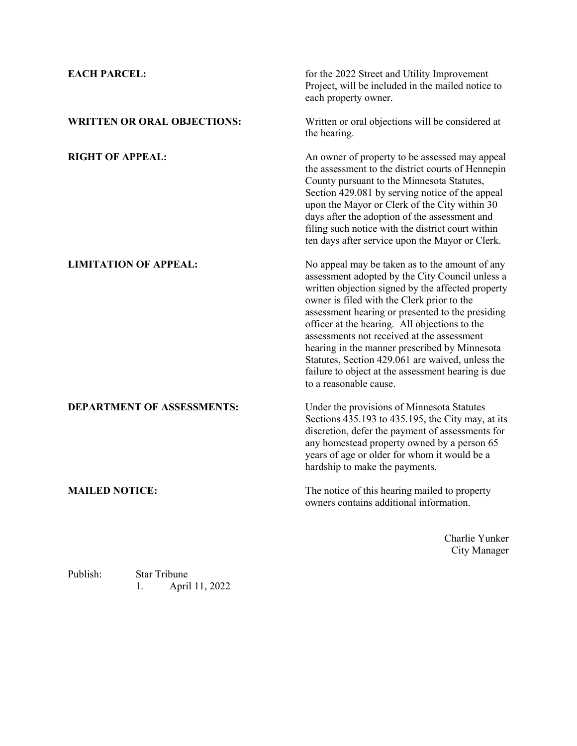**EACH PARCEL:** for the 2022 Street and Utility Improvement Project, will be included in the mailed notice to each property owner.

**WRITTEN OR ORAL OBJECTIONS:** Written or oral objections will be considered at the hearing.

**RIGHT OF APPEAL:** An owner of property to be assessed may appeal the assessment to the district courts of Hennepin County pursuant to the Minnesota Statutes, Section 429.081 by serving notice of the appeal upon the Mayor or Clerk of the City within 30 days after the adoption of the assessment and filing such notice with the district court within ten days after service upon the Mayor or Clerk.

**LIMITATION OF APPEAL:** No appeal may be taken as to the amount of any assessment adopted by the City Council unless a written objection signed by the affected property owner is filed with the Clerk prior to the assessment hearing or presented to the presiding officer at the hearing. All objections to the assessments not received at the assessment hearing in the manner prescribed by Minnesota Statutes, Section 429.061 are waived, unless the failure to object at the assessment hearing is due to a reasonable cause.

**DEPARTMENT OF ASSESSMENTS:** Under the provisions of Minnesota Statutes Sections 435.193 to 435.195, the City may, at its discretion, defer the payment of assessments for any homestead property owned by a person 65 years of age or older for whom it would be a hardship to make the payments.

**MAILED NOTICE:** The notice of this hearing mailed to property owners contains additional information.

Charlie Yunker
City Manager

Publish: Star Tribune
1. April 11, 2022